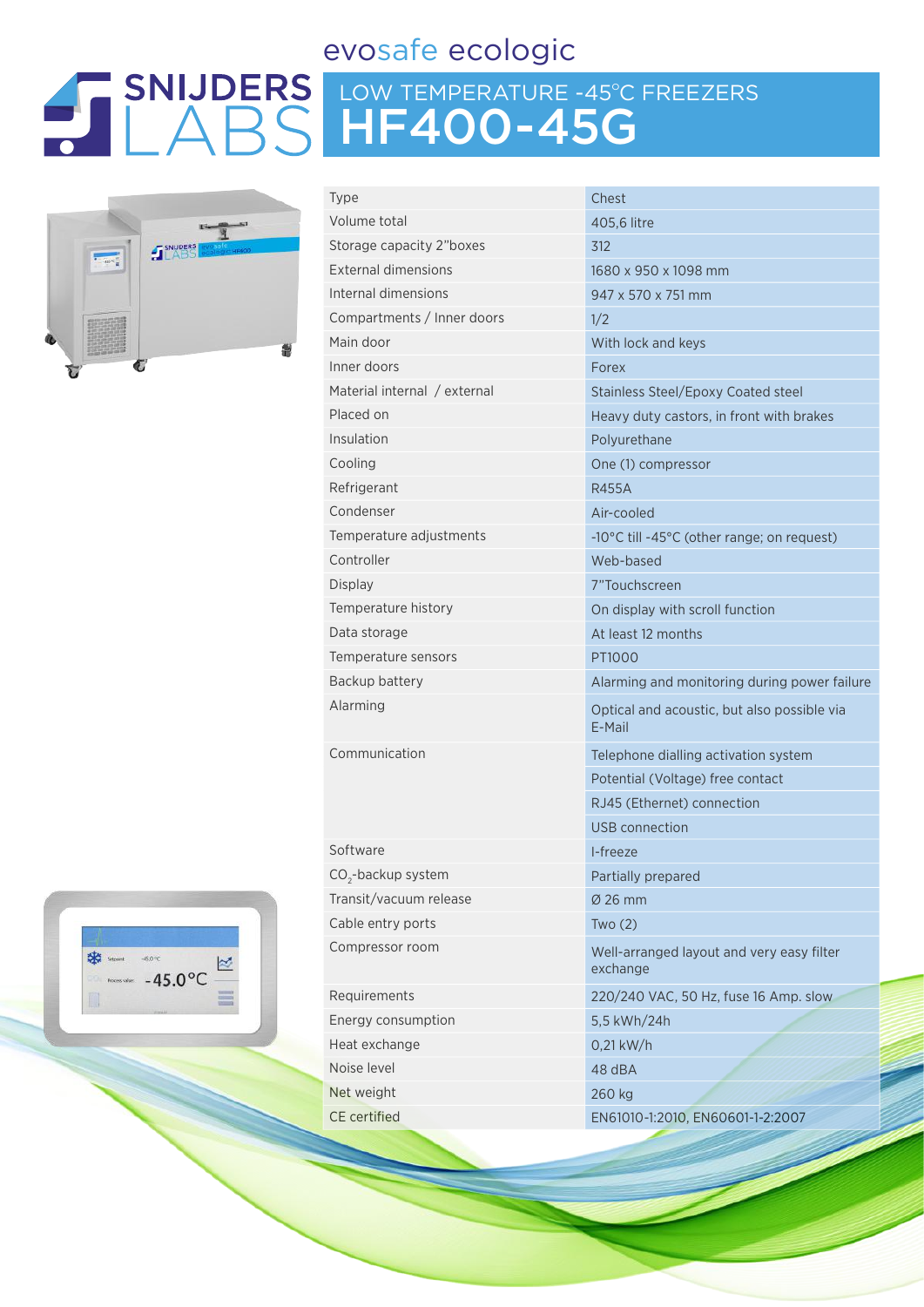evosafe ecologic

SNIJDERS LABS

# LOW TEMPERATURE -45°C FREEZERS
# HF400-45G

| | |
|---|---|
| Type | Chest |
| Volume total | 405,6 litre |
| Storage capacity 2"boxes | 312 |
| External dimensions | 1680 x 950 x 1098 mm |
| Internal dimensions | 947 x 570 x 751 mm |
| Compartments / Inner doors | 1/2 |
| Main door | With lock and keys |
| Inner doors | Forex |
| Material internal / external | Stainless Steel/Epoxy Coated steel |
| Placed on | Heavy duty castors, in front with brakes |
| Insulation | Polyurethane |
| Cooling | One (1) compressor |
| Refrigerant | R455A |
| Condenser | Air-cooled |
| Temperature adjustments | -10°C till -45°C (other range; on request) |
| Controller | Web-based |
| Display | 7"Touchscreen |
| Temperature history | On display with scroll function |
| Data storage | At least 12 months |
| Temperature sensors | PT1000 |
| Backup battery | Alarming and monitoring during power failure |
| Alarming | Optical and acoustic, but also possible via E-Mail |
| Communication | Telephone dialling activation system |
| | Potential (Voltage) free contact |
| | RJ45 (Ethernet) connection |
| | USB connection |
| Software | I-freeze |
| $CO_2$-backup system | Partially prepared |
| Transit/vacuum release | Ø 26 mm |
| Cable entry ports | Two (2) |
| Compressor room | Well-arranged layout and very easy filter exchange |
| Requirements | 220/240 VAC, 50 Hz, fuse 16 Amp. slow |
| Energy consumption | 5,5 kWh/24h |
| Heat exchange | 0,21 kW/h |
| Noise level | 48 dBA |
| Net weight | 260 kg |
| CE certified | EN61010-1:2010, EN60601-1-2:2007 |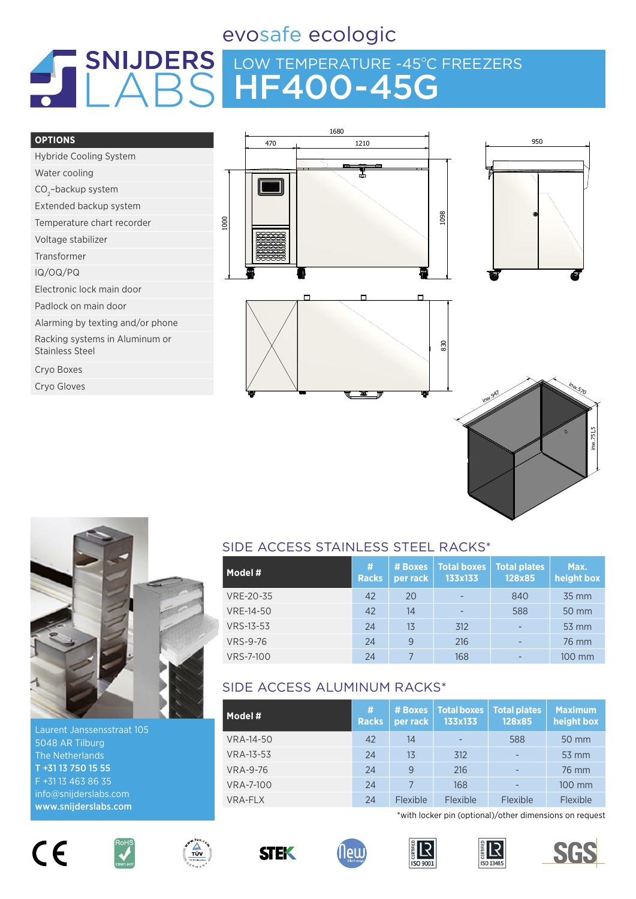evosafe ecologic

SNIJDERS LABS

# LOW TEMPERATURE -45°C FREEZERS
# HF400-45G

| OPTIONS |
|---|
| Hybride Cooling System |
| Water cooling |
| $CO_2$–backup system |
| Extended backup system |
| Temperature chart recorder |
| Voltage stabilizer |
| Transformer |
| IQ/OQ/PQ |
| Electronic lock main door |
| Padlock on main door |
| Alarming by texting and/or phone |
| Racking systems in Aluminum or Stainless Steel |
| Cryo Boxes |
| Cryo Gloves |

1680
470
1210
1000
1098
950
830
inw.947
inw.570
inw.751,5

## SIDE ACCESS STAINLESS STEEL RACKS*

| Model # | # Racks | # Boxes per rack | Total boxes 133x133 | Total plates 128x85 | Max. height box |
|---|---|---|---|---|---|
| VRE-20-35 | 42 | 20 | - | 840 | 35 mm |
| VRE-14-50 | 42 | 14 | - | 588 | 50 mm |
| VRS-13-53 | 24 | 13 | 312 | - | 53 mm |
| VRS-9-76 | 24 | 9 | 216 | - | 76 mm |
| VRS-7-100 | 24 | 7 | 168 | - | 100 mm |

## SIDE ACCESS ALUMINUM RACKS*

| Model # | # Racks | # Boxes per rack | Total boxes 133x133 | Total plates 128x85 | Maximum height box |
|---|---|---|---|---|---|
| VRA-14-50 | 42 | 14 | - | 588 | 50 mm |
| VRA-13-53 | 24 | 13 | 312 | - | 53 mm |
| VRA-9-76 | 24 | 9 | 216 | - | 76 mm |
| VRA-7-100 | 24 | 7 | 168 | - | 100 mm |
| VRA-FLX | 24 | Flexible | Flexible | Flexible | Flexible |

*with locker pin (optional)/other dimensions on request

Laurent Janssensstraat 105
5048 AR Tilburg
The Netherlands
**T +31 13 750 15 55**
F +31 13 463 86 35
info@snijderslabs.com
**www.snijderslabs.com**